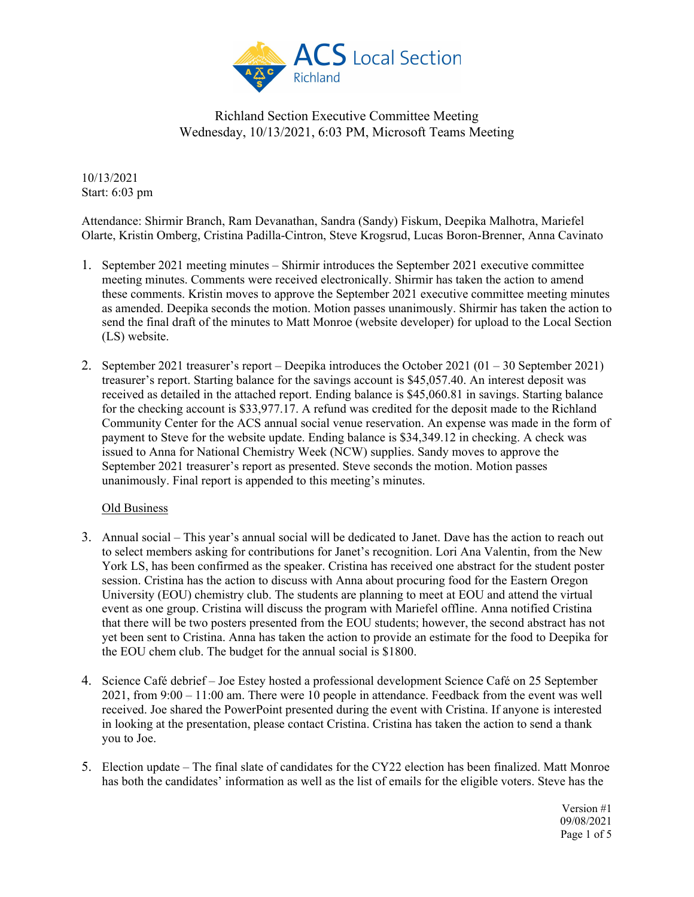# Richland Section Executive Committee Meeting

Wednesday, 10/13/2021, 6:03 PM, Microsoft Teams Meeting

10/13/2021
Start: 6:03 pm

Attendance: Shirmir Branch, Ram Devanathan, Sandra (Sandy) Fiskum, Deepika Malhotra, Mariefel Olarte, Kristin Omberg, Cristina Padilla-Cintron, Steve Krogsrud, Lucas Boron-Brenner, Anna Cavinato

1. September 2021 meeting minutes – Shirmir introduces the September 2021 executive committee meeting minutes. Comments were received electronically. Shirmir has taken the action to amend these comments. Kristin moves to approve the September 2021 executive committee meeting minutes as amended. Deepika seconds the motion. Motion passes unanimously. Shirmir has taken the action to send the final draft of the minutes to Matt Monroe (website developer) for upload to the Local Section (LS) website.

2. September 2021 treasurer's report – Deepika introduces the October 2021 (01 – 30 September 2021) treasurer's report. Starting balance for the savings account is $45,057.40. An interest deposit was received as detailed in the attached report. Ending balance is $45,060.81 in savings. Starting balance for the checking account is $33,977.17. A refund was credited for the deposit made to the Richland Community Center for the ACS annual social venue reservation. An expense was made in the form of payment to Steve for the website update. Ending balance is $34,349.12 in checking. A check was issued to Anna for National Chemistry Week (NCW) supplies. Sandy moves to approve the September 2021 treasurer's report as presented. Steve seconds the motion. Motion passes unanimously. Final report is appended to this meeting's minutes.

<u>Old Business</u>

3. Annual social – This year's annual social will be dedicated to Janet. Dave has the action to reach out to select members asking for contributions for Janet's recognition. Lori Ana Valentin, from the New York LS, has been confirmed as the speaker. Cristina has received one abstract for the student poster session. Cristina has the action to discuss with Anna about procuring food for the Eastern Oregon University (EOU) chemistry club. The students are planning to meet at EOU and attend the virtual event as one group. Cristina will discuss the program with Mariefel offline. Anna notified Cristina that there will be two posters presented from the EOU students; however, the second abstract has not yet been sent to Cristina. Anna has taken the action to provide an estimate for the food to Deepika for the EOU chem club. The budget for the annual social is $1800.

4. Science Café debrief – Joe Estey hosted a professional development Science Café on 25 September 2021, from 9:00 – 11:00 am. There were 10 people in attendance. Feedback from the event was well received. Joe shared the PowerPoint presented during the event with Cristina. If anyone is interested in looking at the presentation, please contact Cristina. Cristina has taken the action to send a thank you to Joe.

5. Election update – The final slate of candidates for the CY22 election has been finalized. Matt Monroe has both the candidates' information as well as the list of emails for the eligible voters. Steve has the

Version #1
09/08/2021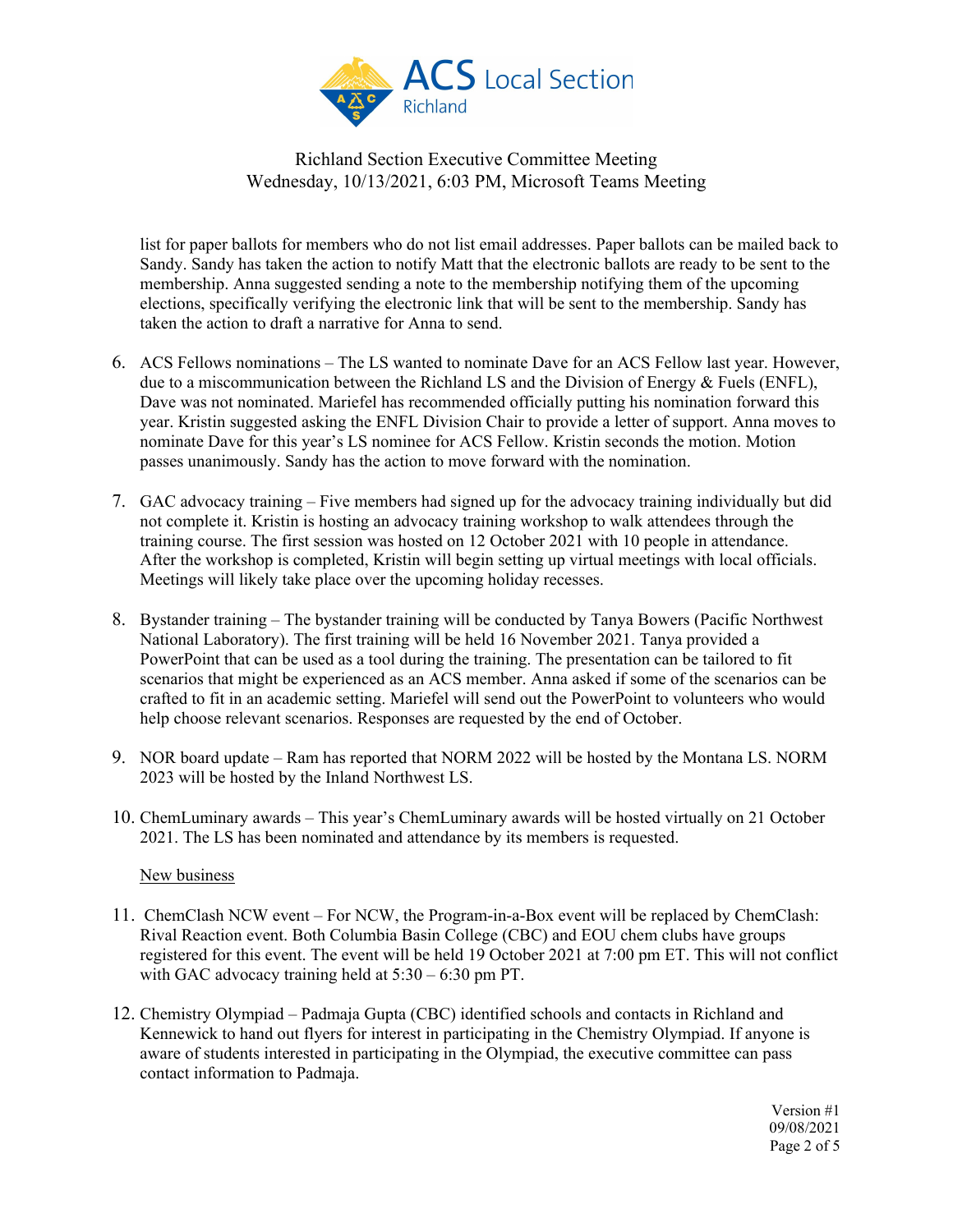list for paper ballots for members who do not list email addresses. Paper ballots can be mailed back to Sandy. Sandy has taken the action to notify Matt that the electronic ballots are ready to be sent to the membership. Anna suggested sending a note to the membership notifying them of the upcoming elections, specifically verifying the electronic link that will be sent to the membership. Sandy has taken the action to draft a narrative for Anna to send.

6. ACS Fellows nominations – The LS wanted to nominate Dave for an ACS Fellow last year. However, due to a miscommunication between the Richland LS and the Division of Energy & Fuels (ENFL), Dave was not nominated. Mariefel has recommended officially putting his nomination forward this year. Kristin suggested asking the ENFL Division Chair to provide a letter of support. Anna moves to nominate Dave for this year's LS nominee for ACS Fellow. Kristin seconds the motion. Motion passes unanimously. Sandy has the action to move forward with the nomination.

7. GAC advocacy training – Five members had signed up for the advocacy training individually but did not complete it. Kristin is hosting an advocacy training workshop to walk attendees through the training course. The first session was hosted on 12 October 2021 with 10 people in attendance. After the workshop is completed, Kristin will begin setting up virtual meetings with local officials. Meetings will likely take place over the upcoming holiday recesses.

8. Bystander training – The bystander training will be conducted by Tanya Bowers (Pacific Northwest National Laboratory). The first training will be held 16 November 2021. Tanya provided a PowerPoint that can be used as a tool during the training. The presentation can be tailored to fit scenarios that might be experienced as an ACS member. Anna asked if some of the scenarios can be crafted to fit in an academic setting. Mariefel will send out the PowerPoint to volunteers who would help choose relevant scenarios. Responses are requested by the end of October.

9. NOR board update – Ram has reported that NORM 2022 will be hosted by the Montana LS. NORM 2023 will be hosted by the Inland Northwest LS.

10. ChemLuminary awards – This year's ChemLuminary awards will be hosted virtually on 21 October 2021. The LS has been nominated and attendance by its members is requested.

<u>New business</u>

11. ChemClash NCW event – For NCW, the Program-in-a-Box event will be replaced by ChemClash: Rival Reaction event. Both Columbia Basin College (CBC) and EOU chem clubs have groups registered for this event. The event will be held 19 October 2021 at 7:00 pm ET. This will not conflict with GAC advocacy training held at 5:30 – 6:30 pm PT.

12. Chemistry Olympiad – Padmaja Gupta (CBC) identified schools and contacts in Richland and Kennewick to hand out flyers for interest in participating in the Chemistry Olympiad. If anyone is aware of students interested in participating in the Olympiad, the executive committee can pass contact information to Padmaja.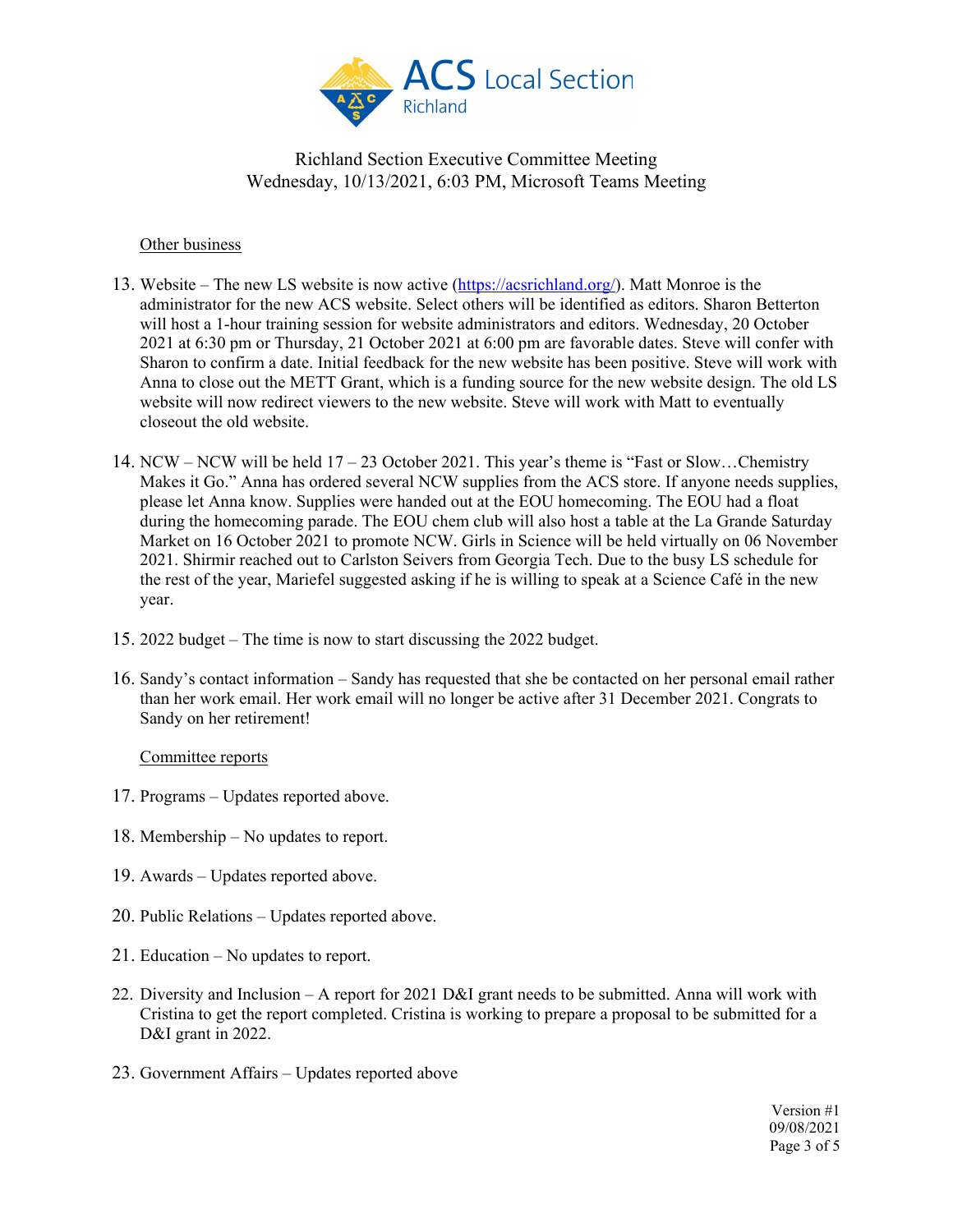Richland Section Executive Committee Meeting
Wednesday, 10/13/2021, 6:03 PM, Microsoft Teams Meeting

Other business

13. Website – The new LS website is now active (https://acsrichland.org/). Matt Monroe is the administrator for the new ACS website. Select others will be identified as editors. Sharon Betterton will host a 1-hour training session for website administrators and editors. Wednesday, 20 October 2021 at 6:30 pm or Thursday, 21 October 2021 at 6:00 pm are favorable dates. Steve will confer with Sharon to confirm a date. Initial feedback for the new website has been positive. Steve will work with Anna to close out the METT Grant, which is a funding source for the new website design. The old LS website will now redirect viewers to the new website. Steve will work with Matt to eventually closeout the old website.

14. NCW – NCW will be held 17 – 23 October 2021. This year's theme is "Fast or Slow…Chemistry Makes it Go." Anna has ordered several NCW supplies from the ACS store. If anyone needs supplies, please let Anna know. Supplies were handed out at the EOU homecoming. The EOU had a float during the homecoming parade. The EOU chem club will also host a table at the La Grande Saturday Market on 16 October 2021 to promote NCW. Girls in Science will be held virtually on 06 November 2021. Shirmir reached out to Carlston Seivers from Georgia Tech. Due to the busy LS schedule for the rest of the year, Mariefel suggested asking if he is willing to speak at a Science Café in the new year.

15. 2022 budget – The time is now to start discussing the 2022 budget.

16. Sandy's contact information – Sandy has requested that she be contacted on her personal email rather than her work email. Her work email will no longer be active after 31 December 2021. Congrats to Sandy on her retirement!

Committee reports

17. Programs – Updates reported above.

18. Membership – No updates to report.

19. Awards – Updates reported above.

20. Public Relations – Updates reported above.

21. Education – No updates to report.

22. Diversity and Inclusion – A report for 2021 D&I grant needs to be submitted. Anna will work with Cristina to get the report completed. Cristina is working to prepare a proposal to be submitted for a D&I grant in 2022.

23. Government Affairs – Updates reported above

Version #1
09/08/2021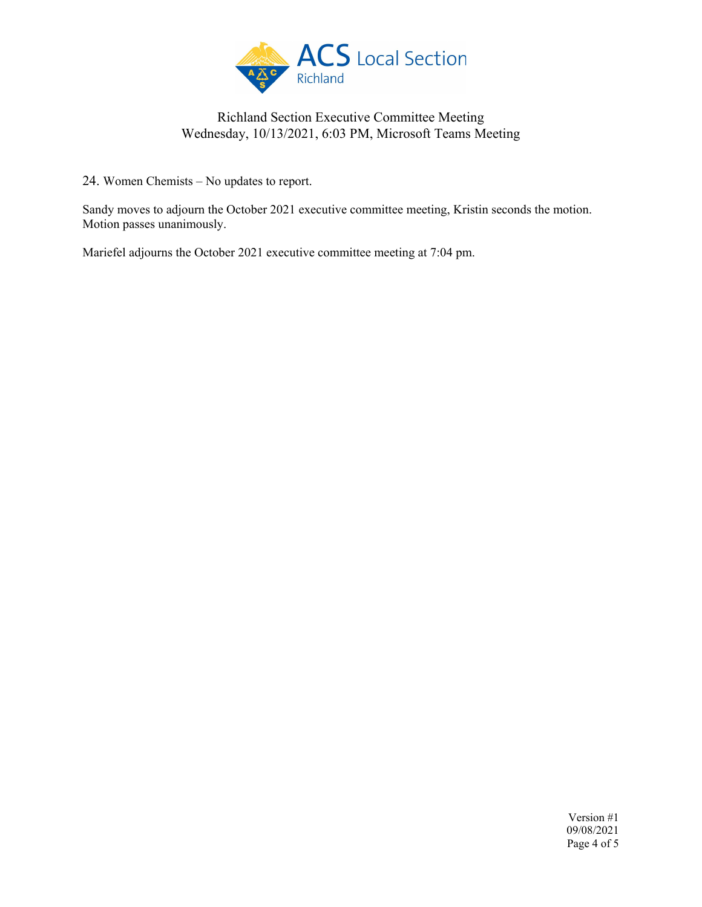24. Women Chemists – No updates to report.

Sandy moves to adjourn the October 2021 executive committee meeting, Kristin seconds the motion. Motion passes unanimously.

Mariefel adjourns the October 2021 executive committee meeting at 7:04 pm.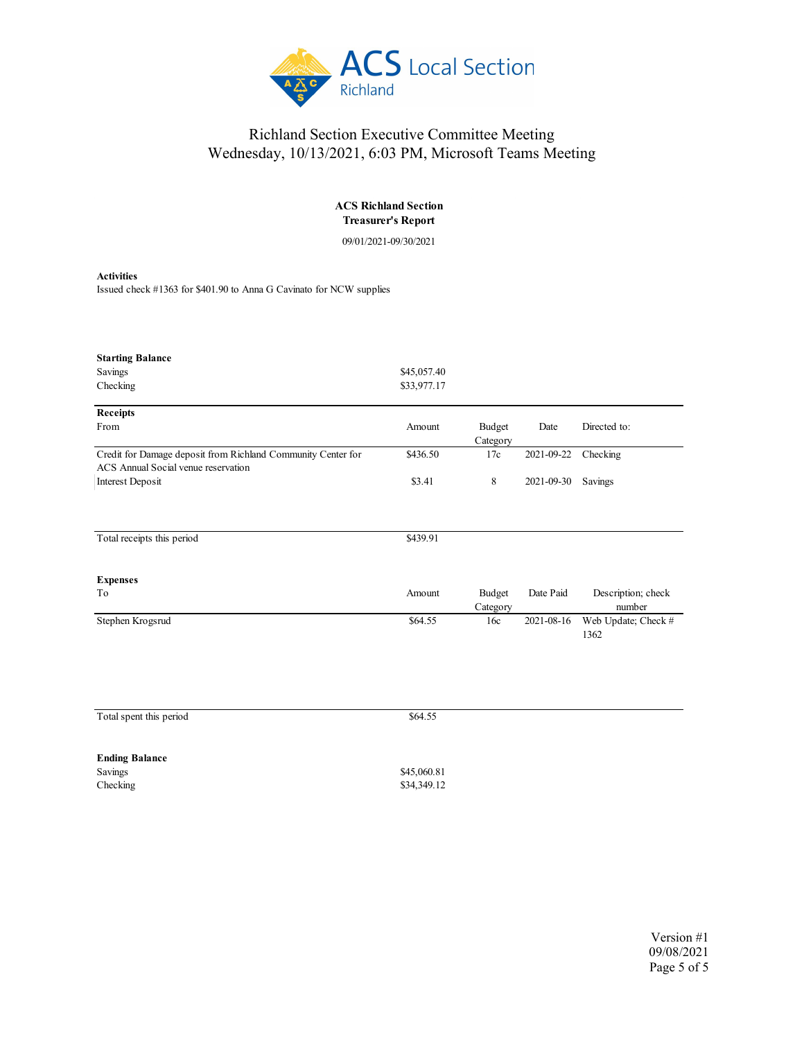# Richland Section Executive Committee Meeting
## Wednesday, 10/13/2021, 6:03 PM, Microsoft Teams Meeting

**ACS Richland Section**
**Treasurer's Report**

09/01/2021-09/30/2021

**Activities**
Issued check #1363 for $401.90 to Anna G Cavinato for NCW supplies

**Starting Balance**

| | |
|---|---|
| Savings | $45,057.40 |
| Checking | $33,977.17 |

**Receipts**

| From | Amount | Budget Category | Date | Directed to: |
|---|---|---|---|---|
| Credit for Damage deposit from Richland Community Center for ACS Annual Social venue reservation | $436.50 | 17c | 2021-09-22 | Checking |
| Interest Deposit | $3.41 | 8 | 2021-09-30 | Savings |
| Total receipts this period | $439.91 | | | |

**Expenses**

| To | Amount | Budget Category | Date Paid | Description; check number |
|---|---|---|---|---|
| Stephen Krogsrud | $64.55 | 16c | 2021-08-16 | Web Update; Check # 1362 |
| Total spent this period | $64.55 | | | |

**Ending Balance**

| | |
|---|---|
| Savings | $45,060.81 |
| Checking | $34,349.12 |

Version #1
09/08/2021